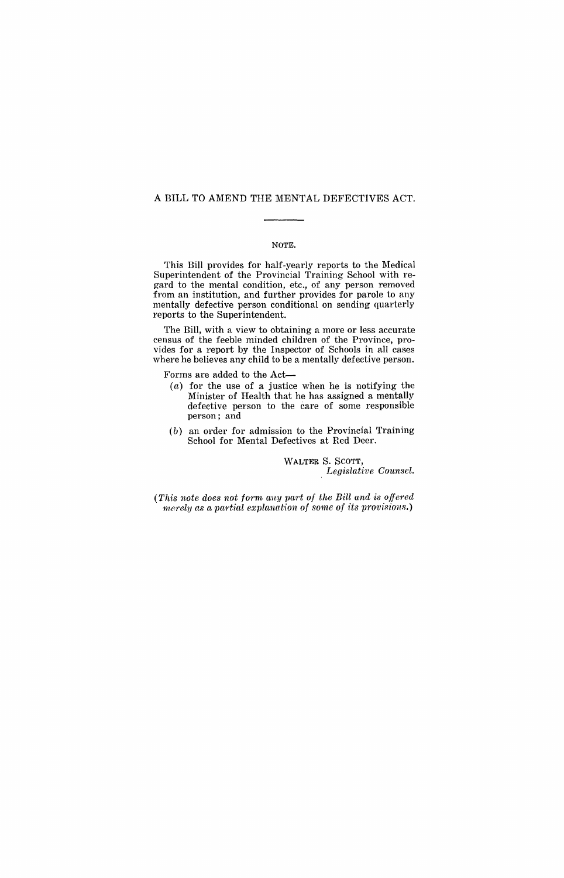# A BILL TO AMEND THE MENTAL DEFECTIVES ACT.

---

NOTE.

This Bill provides for half-yearly reports to the Medical Superintendent of the Provincial Training School with regard to the mental condition, etc., of any person removed from an institution, and further provides for parole to any mentally defective person conditional on sending quarterly reports to the Superintendent.

The Bill, with a view to obtaining a more or less accurate census of the feeble minded children of the Province, provides for a report by the Inspector of Schools in all cases where he believes any child to be a mentally defective person.

Forms are added to the Act—

(*a*) for the use of a justice when he is notifying the Minister of Health that he has assigned a mentally defective person to the care of some responsible person; and

(*b*) an order for admission to the Provincial Training School for Mental Defectives at Red Deer.

WALTER S. SCOTT,
*Legislative Counsel.*

(*This note does not form any part of the Bill and is offered merely as a partial explanation of some of its provisions.*)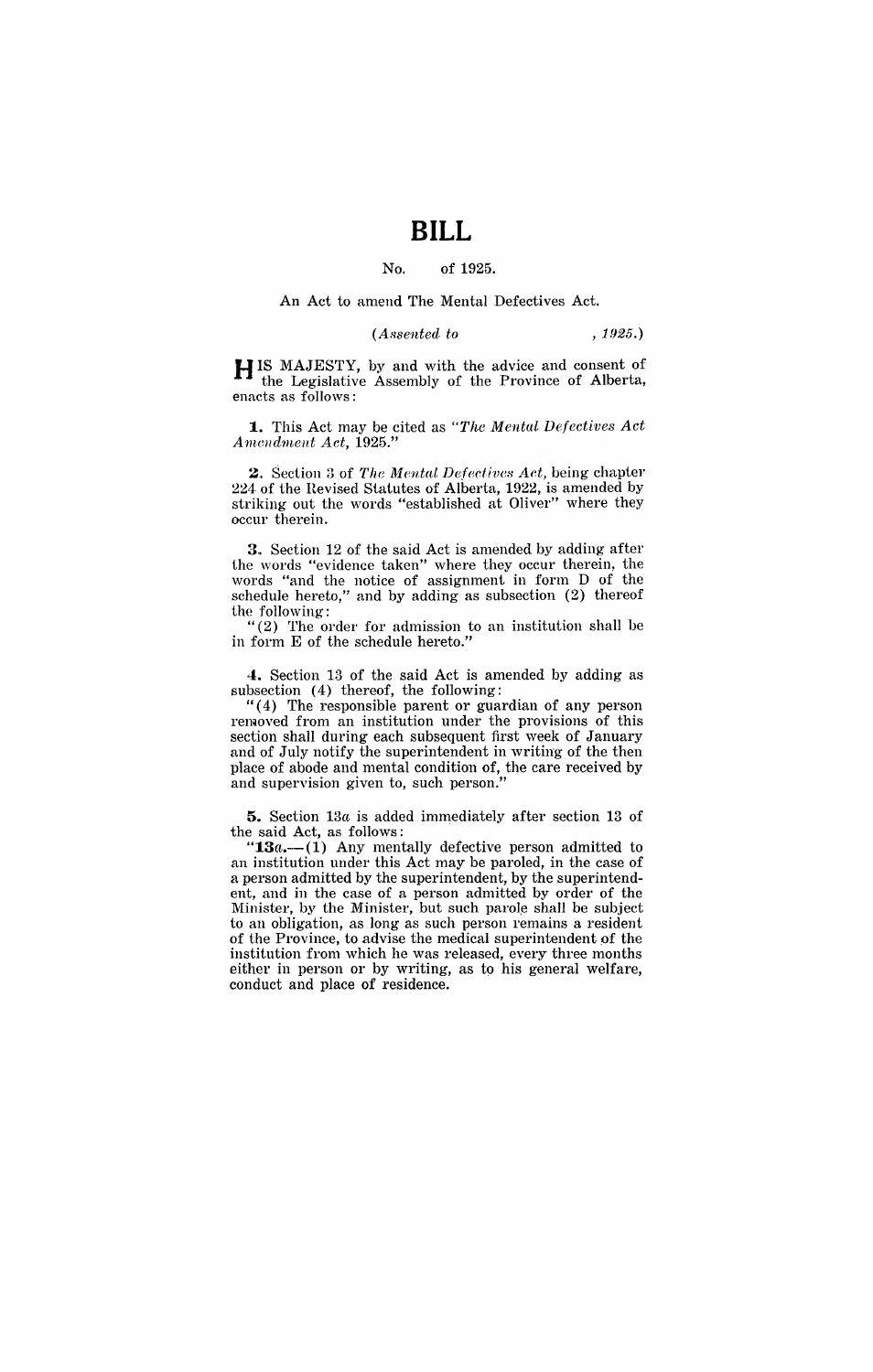# BILL

No. of 1925.

An Act to amend The Mental Defectives Act.

*(Assented to , 1925.)*

HIS MAJESTY, by and with the advice and consent of the Legislative Assembly of the Province of Alberta, enacts as follows:

**1.** This Act may be cited as "*The Mental Defectives Act Amendment Act*, 1925."

**2.** Section 3 of *The Mental Defectives Act*, being chapter 224 of the Revised Statutes of Alberta, 1922, is amended by striking out the words "established at Oliver" where they occur therein.

**3.** Section 12 of the said Act is amended by adding after the words "evidence taken" where they occur therein, the words "and the notice of assignment in form D of the schedule hereto," and by adding as subsection (2) thereof the following:

"(2) The order for admission to an institution shall be in form E of the schedule hereto."

**4.** Section 13 of the said Act is amended by adding as subsection (4) thereof, the following:

"(4) The responsible parent or guardian of any person removed from an institution under the provisions of this section shall during each subsequent first week of January and of July notify the superintendent in writing of the then place of abode and mental condition of, the care received by and supervision given to, such person."

**5.** Section 13*a* is added immediately after section 13 of the said Act, as follows:

"**13*a*.**—(1) Any mentally defective person admitted to an institution under this Act may be paroled, in the case of a person admitted by the superintendent, by the superintendent, and in the case of a person admitted by order of the Minister, by the Minister, but such parole shall be subject to an obligation, as long as such person remains a resident of the Province, to advise the medical superintendent of the institution from which he was released, every three months either in person or by writing, as to his general welfare, conduct and place of residence.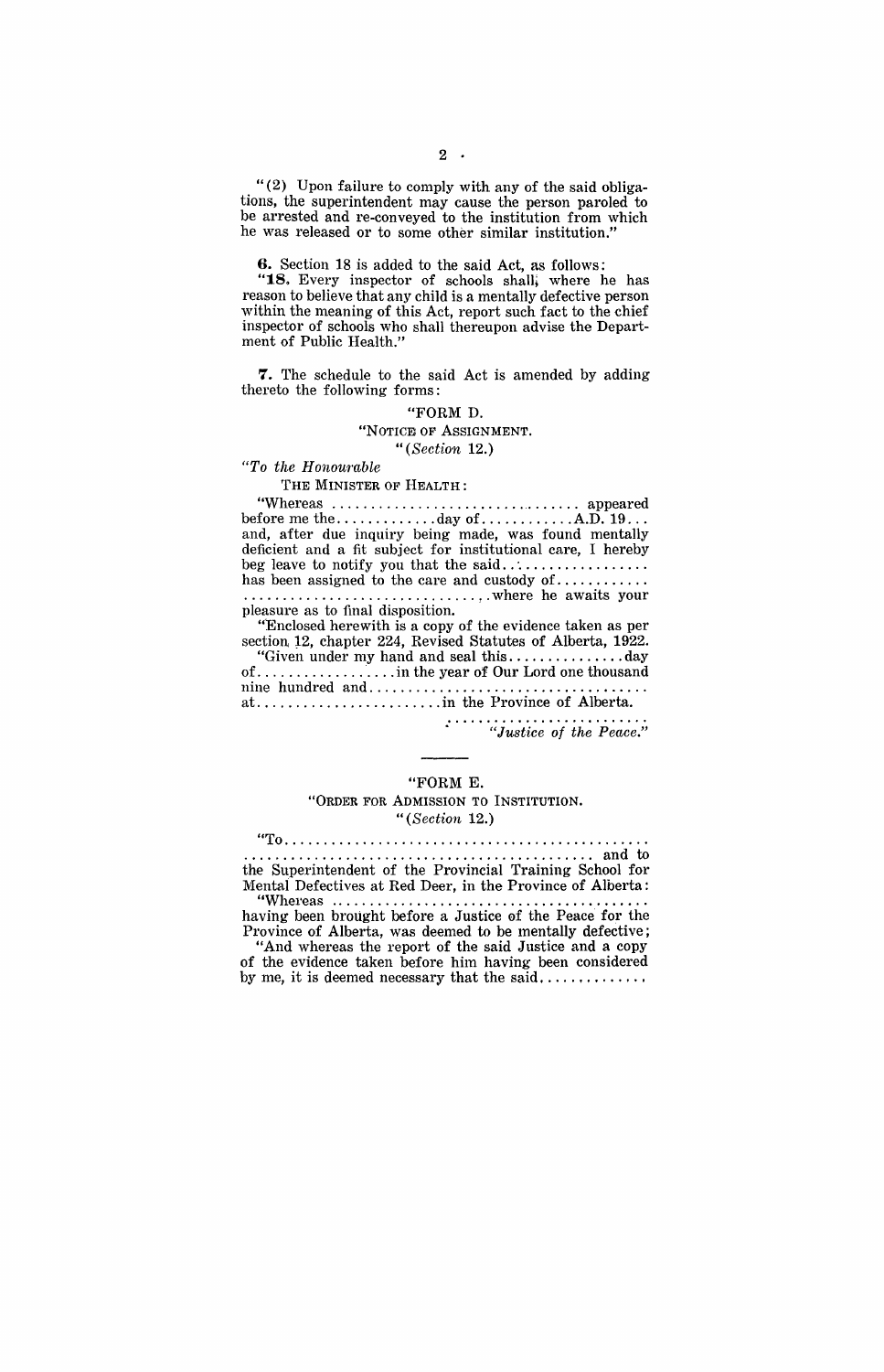"(2) Upon failure to comply with any of the said obligations, the superintendent may cause the person paroled to be arrested and re-conveyed to the institution from which he was released or to some other similar institution."

**6.** Section 18 is added to the said Act, as follows:

"**18.** Every inspector of schools shall, where he has reason to believe that any child is a mentally defective person within the meaning of this Act, report such fact to the chief inspector of schools who shall thereupon advise the Department of Public Health."

**7.** The schedule to the said Act is amended by adding thereto the following forms:

"FORM D.

"NOTICE OF ASSIGNMENT.

"(*Section* 12.)

"*To the Honourable*

THE MINISTER OF HEALTH:

"Whereas ................................ appeared before me the.............day of............A.D. 19... and, after due inquiry being made, was found mentally deficient and a fit subject for institutional care, I hereby beg leave to notify you that the said.................. has been assigned to the care and custody of............ ................................where he awaits your pleasure as to final disposition.

"Enclosed herewith is a copy of the evidence taken as per section 12, chapter 224, Revised Statutes of Alberta, 1922.

"Given under my hand and seal this...............day of..................in the year of Our Lord one thousand nine hundred and.................................... at........................in the Province of Alberta.

..........................
"*Justice of the Peace.*"

---

"FORM E.

"ORDER FOR ADMISSION TO INSTITUTION.

"(*Section* 12.)

"To.............................................. ............................................... and to the Superintendent of the Provincial Training School for Mental Defectives at Red Deer, in the Province of Alberta:

"Whereas ........................................ having been brought before a Justice of the Peace for the Province of Alberta, was deemed to be mentally defective;

"And whereas the report of the said Justice and a copy of the evidence taken before him having been considered by me, it is deemed necessary that the said.............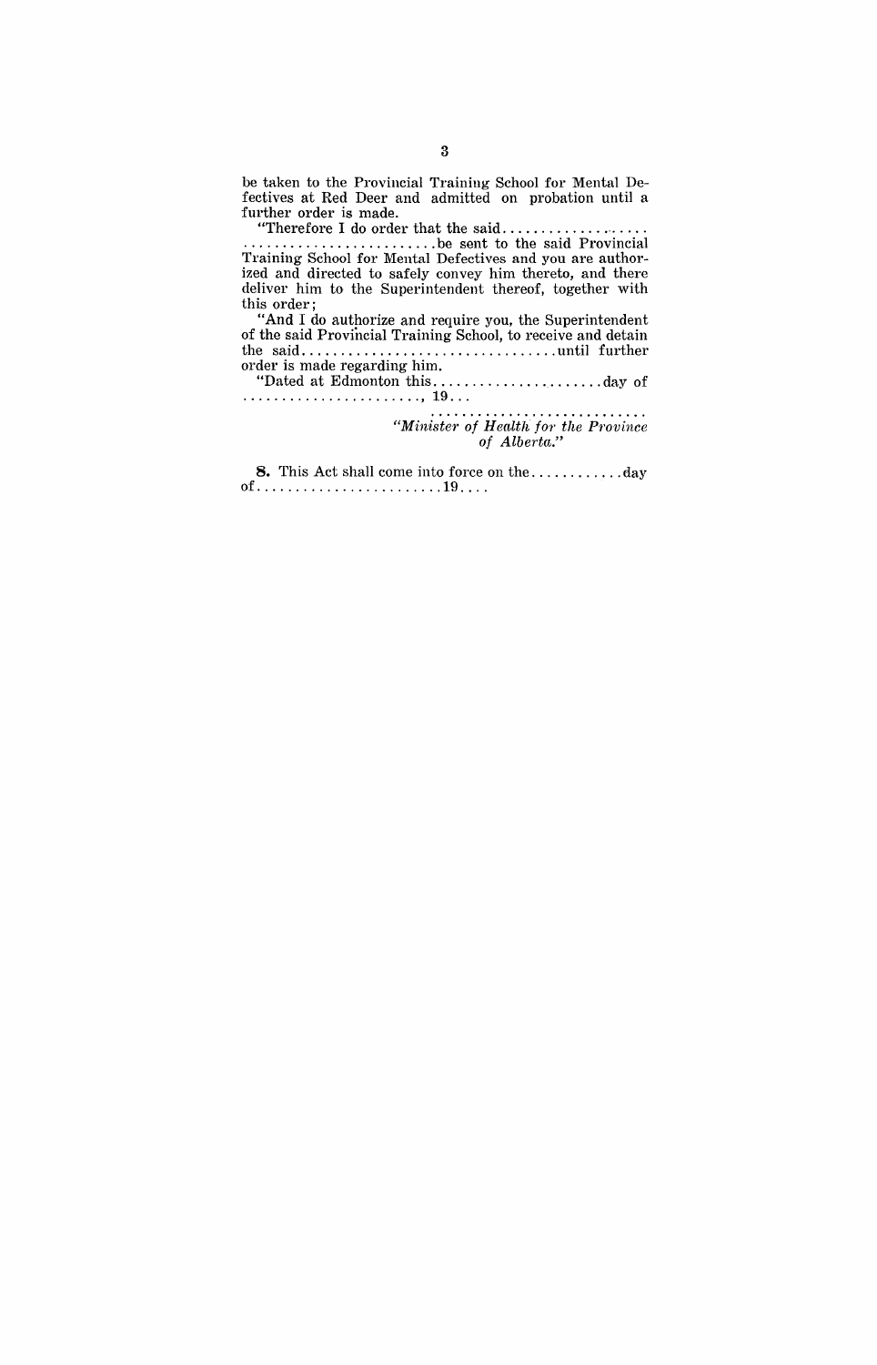be taken to the Provincial Training School for Mental Defectives at Red Deer and admitted on probation until a further order is made.

"Therefore I do order that the said.......................................... be sent to the said Provincial Training School for Mental Defectives and you are authorized and directed to safely convey him thereto, and there deliver him to the Superintendent thereof, together with this order;

"And I do authorize and require you, the Superintendent of the said Provincial Training School, to receive and detain the said.................................until further order is made regarding him.

"Dated at Edmonton this......................day of ......................., 19...

...........................
*"Minister of Health for the Province of Alberta."*

**8.** This Act shall come into force on the...........day of.......................19....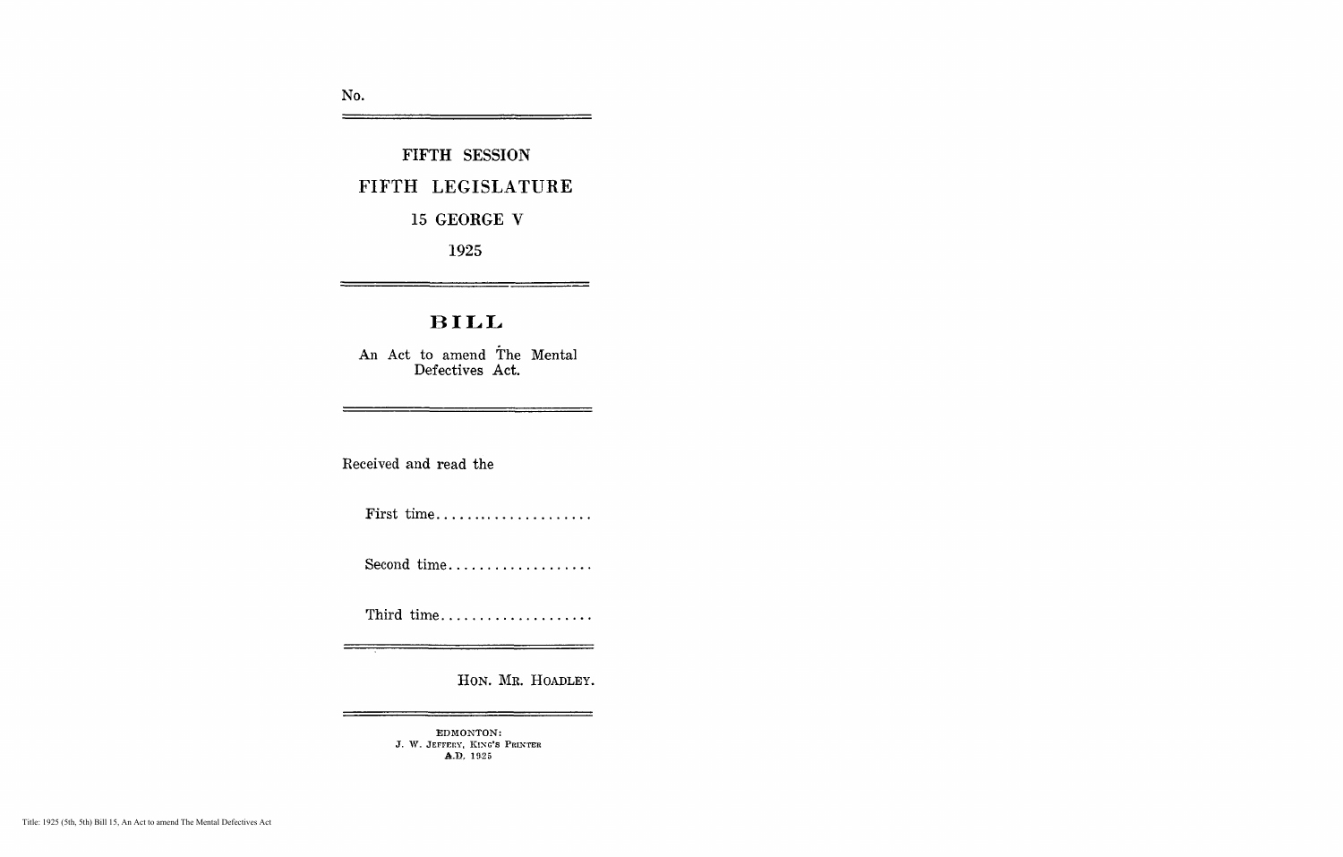No.

FIFTH SESSION

FIFTH LEGISLATURE

15 GEORGE V

1925

# BILL

An Act to amend The Mental Defectives Act.

Received and read the

First time.....................

Second time...................

Third time....................

HON. MR. HOADLEY.

EDMONTON:
J. W. JEFFERY, KING'S PRINTER
A.D. 1925

Title: 1925 (5th, 5th) Bill 15, An Act to amend The Mental Defectives Act